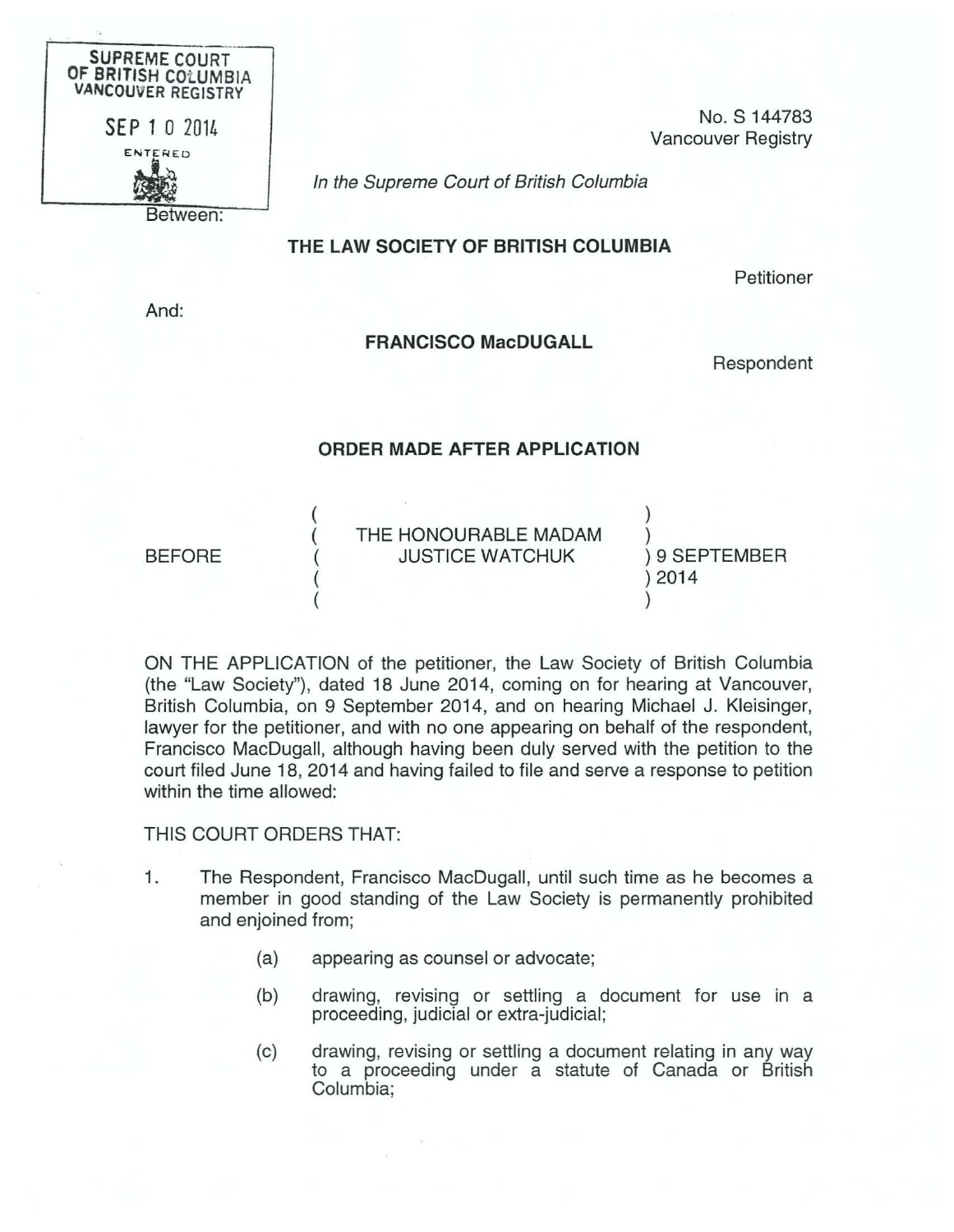SUPREME COURT
OF BRITISH COLUMBIA
VANCOUVER REGISTRY

SEP 1 0 2014

ENTERED

No. S 144783
Vancouver Registry

*In the Supreme Court of British Columbia*

Between:

**THE LAW SOCIETY OF BRITISH COLUMBIA**

Petitioner

And:

**FRANCISCO MacDUGALL**

Respondent

**ORDER MADE AFTER APPLICATION**

| | | |
|---|---|---|
| BEFORE | THE HONOURABLE MADAM JUSTICE WATCHUK | 9 SEPTEMBER 2014 |

ON THE APPLICATION of the petitioner, the Law Society of British Columbia (the "Law Society"), dated 18 June 2014, coming on for hearing at Vancouver, British Columbia, on 9 September 2014, and on hearing Michael J. Kleisinger, lawyer for the petitioner, and with no one appearing on behalf of the respondent, Francisco MacDugall, although having been duly served with the petition to the court filed June 18, 2014 and having failed to file and serve a response to petition within the time allowed:

THIS COURT ORDERS THAT:

1. The Respondent, Francisco MacDugall, until such time as he becomes a member in good standing of the Law Society is permanently prohibited and enjoined from;

    (a) appearing as counsel or advocate;

    (b) drawing, revising or settling a document for use in a proceeding, judicial or extra-judicial;

    (c) drawing, revising or settling a document relating in any way to a proceeding under a statute of Canada or British Columbia;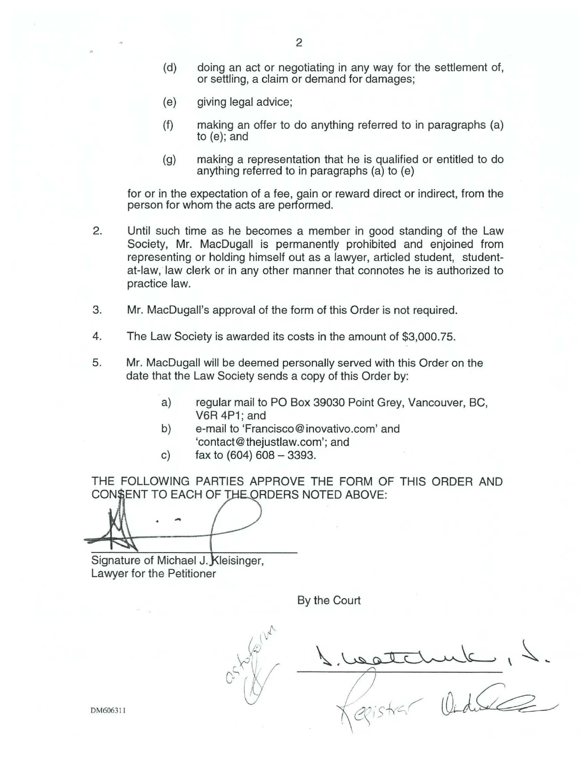(d) doing an act or negotiating in any way for the settlement of, or settling, a claim or demand for damages;

(e) giving legal advice;

(f) making an offer to do anything referred to in paragraphs (a) to (e); and

(g) making a representation that he is qualified or entitled to do anything referred to in paragraphs (a) to (e)

for or in the expectation of a fee, gain or reward direct or indirect, from the person for whom the acts are performed.

2. Until such time as he becomes a member in good standing of the Law Society, Mr. MacDugall is permanently prohibited and enjoined from representing or holding himself out as a lawyer, articled student, student-at-law, law clerk or in any other manner that connotes he is authorized to practice law.

3. Mr. MacDugall's approval of the form of this Order is not required.

4. The Law Society is awarded its costs in the amount of $3,000.75.

5. Mr. MacDugall will be deemed personally served with this Order on the date that the Law Society sends a copy of this Order by:

   a) regular mail to PO Box 39030 Point Grey, Vancouver, BC, V6R 4P1; and
   b) e-mail to 'Francisco@inovativo.com' and 'contact@thejustlaw.com'; and
   c) fax to (604) 608 – 3393.

THE FOLLOWING PARTIES APPROVE THE FORM OF THIS ORDER AND CONSENT TO EACH OF THE ORDERS NOTED ABOVE:

Signature of Michael J. Kleisinger,
Lawyer for the Petitioner

By the Court

as to form

J. Watchuk, J.

Registrar

DM606311